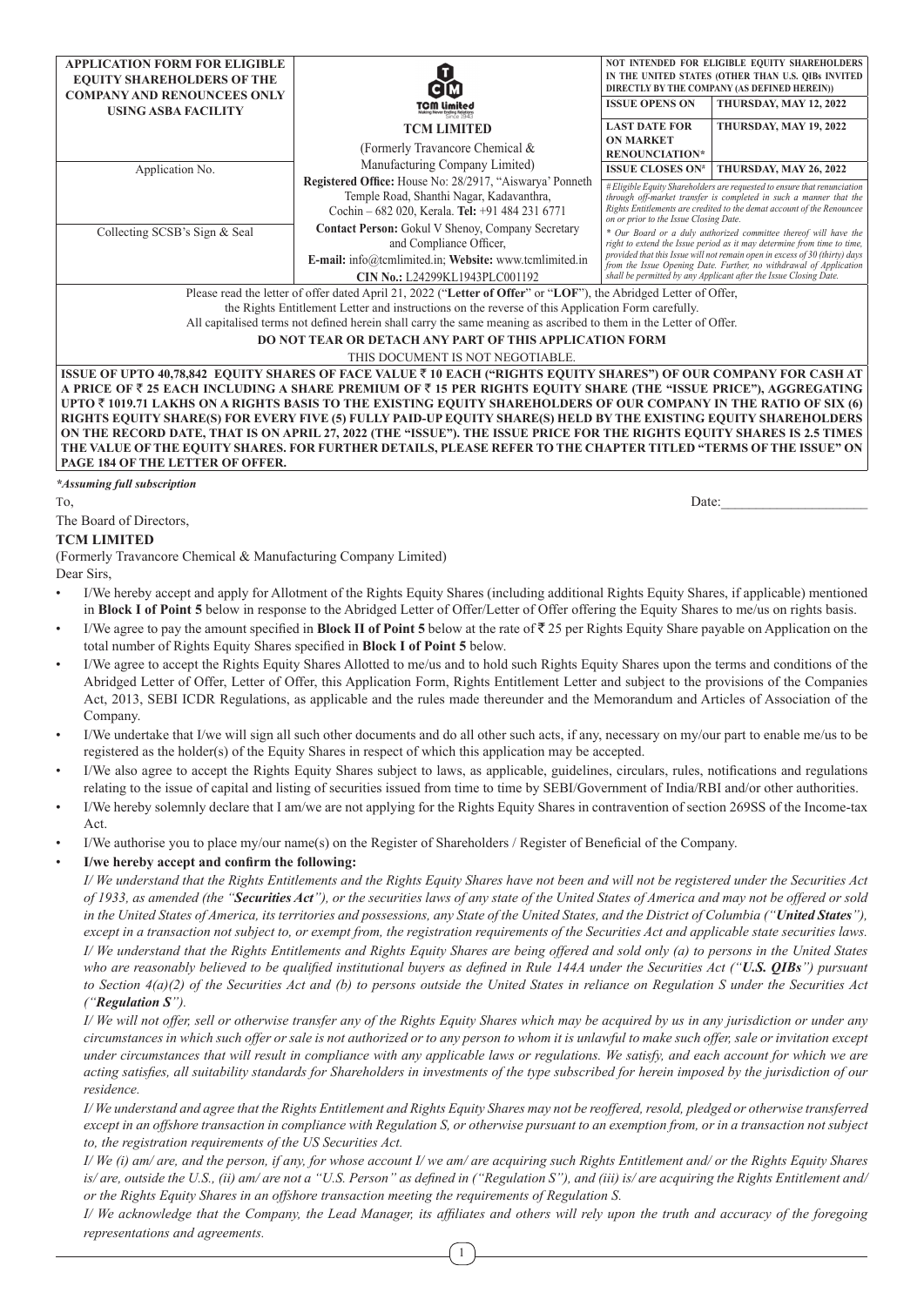| **APPLICATION FORM FOR ELIGIBLE EQUITY SHAREHOLDERS OF THE COMPANY AND RENOUNCEES ONLY USING ASBA FACILITY** | **TCM LIMITED** (Formerly Travancore Chemical & Manufacturing Company Limited) **Registered Office:** House No: 28/2917, "Aiswarya" Ponneth Temple Road, Shanthi Nagar, Kadavanthra, Cochin – 682 020, Kerala. **Tel:** +91 484 231 6771 **Contact Person:** Gokul V Shenoy, Company Secretary and Compliance Officer, **E-mail:** info@tcmlimited.in; **Website:** www.tcmlimited.in **CIN No.:** L24299KL1943PLC001192 | **NOT INTENDED FOR ELIGIBLE EQUITY SHAREHOLDERS IN THE UNITED STATES (OTHER THAN U.S. QIBs INVITED DIRECTLY BY THE COMPANY (AS DEFINED HEREIN))** | |
|---|---|---|---|
| | | **ISSUE OPENS ON** | **THURSDAY, MAY 12, 2022** |
| | | **LAST DATE FOR ON MARKET RENOUNCIATION*** | **THURSDAY, MAY 19, 2022** |
| Application No. | | **ISSUE CLOSES ON#** | **THURSDAY, MAY 26, 2022** |
| Collecting SCSB's Sign & Seal | | *# Eligible Equity Shareholders are requested to ensure that renunciation through off-market transfer is completed in such a manner that the Rights Entitlements are credited to the demat account of the Renouncee on or prior to the Issue Closing Date.* *\* Our Board or a duly authorized committee thereof will have the right to extend the Issue period as it may determine from time to time, provided that this Issue will not remain open in excess of 30 (thirty) days from the Issue Opening Date. Further, no withdrawal of Application shall be permitted by any Applicant after the Issue Closing Date.* | |

Please read the letter of offer dated April 21, 2022 ("**Letter of Offer**" or "**LOF**"), the Abridged Letter of Offer, the Rights Entitlement Letter and instructions on the reverse of this Application Form carefully.
All capitalised terms not defined herein shall carry the same meaning as ascribed to them in the Letter of Offer.

**DO NOT TEAR OR DETACH ANY PART OF THIS APPLICATION FORM**

THIS DOCUMENT IS NOT NEGOTIABLE.

**ISSUE OF UPTO 40,78,842 EQUITY SHARES OF FACE VALUE ₹ 10 EACH ("RIGHTS EQUITY SHARES") OF OUR COMPANY FOR CASH AT A PRICE OF ₹ 25 EACH INCLUDING A SHARE PREMIUM OF ₹ 15 PER RIGHTS EQUITY SHARE (THE "ISSUE PRICE"), AGGREGATING UPTO ₹ 1019.71 LAKHS ON A RIGHTS BASIS TO THE EXISTING EQUITY SHAREHOLDERS OF OUR COMPANY IN THE RATIO OF SIX (6) RIGHTS EQUITY SHARE(S) FOR EVERY FIVE (5) FULLY PAID-UP EQUITY SHARE(S) HELD BY THE EXISTING EQUITY SHAREHOLDERS ON THE RECORD DATE, THAT IS ON APRIL 27, 2022 (THE "ISSUE"). THE ISSUE PRICE FOR THE RIGHTS EQUITY SHARES IS 2.5 TIMES THE VALUE OF THE EQUITY SHARES. FOR FURTHER DETAILS, PLEASE REFER TO THE CHAPTER TITLED "TERMS OF THE ISSUE" ON PAGE 184 OF THE LETTER OF OFFER.**

***Assuming full subscription***

To, Date:_____________________

The Board of Directors,

**TCM LIMITED**

(Formerly Travancore Chemical & Manufacturing Company Limited)

Dear Sirs,

- I/We hereby accept and apply for Allotment of the Rights Equity Shares (including additional Rights Equity Shares, if applicable) mentioned in **Block I of Point 5** below in response to the Abridged Letter of Offer/Letter of Offer offering the Equity Shares to me/us on rights basis.
- I/We agree to pay the amount specified in **Block II of Point 5** below at the rate of ₹ 25 per Rights Equity Share payable on Application on the total number of Rights Equity Shares specified in **Block I of Point 5** below.
- I/We agree to accept the Rights Equity Shares Allotted to me/us and to hold such Rights Equity Shares upon the terms and conditions of the Abridged Letter of Offer, Letter of Offer, this Application Form, Rights Entitlement Letter and subject to the provisions of the Companies Act, 2013, SEBI ICDR Regulations, as applicable and the rules made thereunder and the Memorandum and Articles of Association of the Company.
- I/We undertake that I/we will sign all such other documents and do all other such acts, if any, necessary on my/our part to enable me/us to be registered as the holder(s) of the Equity Shares in respect of which this application may be accepted.
- I/We also agree to accept the Rights Equity Shares subject to laws, as applicable, guidelines, circulars, rules, notifications and regulations relating to the issue of capital and listing of securities issued from time to time by SEBI/Government of India/RBI and/or other authorities.
- I/We hereby solemnly declare that I am/we are not applying for the Rights Equity Shares in contravention of section 269SS of the Income-tax Act.
- I/We authorise you to place my/our name(s) on the Register of Shareholders / Register of Beneficial of the Company.
- **I/we hereby accept and confirm the following:**

  *I/ We understand that the Rights Entitlements and the Rights Equity Shares have not been and will not be registered under the Securities Act of 1933, as amended (the "**Securities Act**"), or the securities laws of any state of the United States of America and may not be offered or sold in the United States of America, its territories and possessions, any State of the United States, and the District of Columbia ("**United States**"), except in a transaction not subject to, or exempt from, the registration requirements of the Securities Act and applicable state securities laws.*

  *I/ We understand that the Rights Entitlements and Rights Equity Shares are being offered and sold only (a) to persons in the United States who are reasonably believed to be qualified institutional buyers as defined in Rule 144A under the Securities Act ("**U.S. QIBs**") pursuant to Section 4(a)(2) of the Securities Act and (b) to persons outside the United States in reliance on Regulation S under the Securities Act ("**Regulation S**").*

  *I/ We will not offer, sell or otherwise transfer any of the Rights Equity Shares which may be acquired by us in any jurisdiction or under any circumstances in which such offer or sale is not authorized or to any person to whom it is unlawful to make such offer, sale or invitation except under circumstances that will result in compliance with any applicable laws or regulations. We satisfy, and each account for which we are acting satisfies, all suitability standards for Shareholders in investments of the type subscribed for herein imposed by the jurisdiction of our residence.*

  *I/ We understand and agree that the Rights Entitlement and Rights Equity Shares may not be reoffered, resold, pledged or otherwise transferred except in an offshore transaction in compliance with Regulation S, or otherwise pursuant to an exemption from, or in a transaction not subject to, the registration requirements of the US Securities Act.*

  *I/ We (i) am/ are, and the person, if any, for whose account I/ we am/ are acquiring such Rights Entitlement and/ or the Rights Equity Shares is/ are, outside the U.S., (ii) am/ are not a "U.S. Person" as defined in ("Regulation S"), and (iii) is/ are acquiring the Rights Entitlement and/ or the Rights Equity Shares in an offshore transaction meeting the requirements of Regulation S.*

  *I/ We acknowledge that the Company, the Lead Manager, its affiliates and others will rely upon the truth and accuracy of the foregoing representations and agreements.*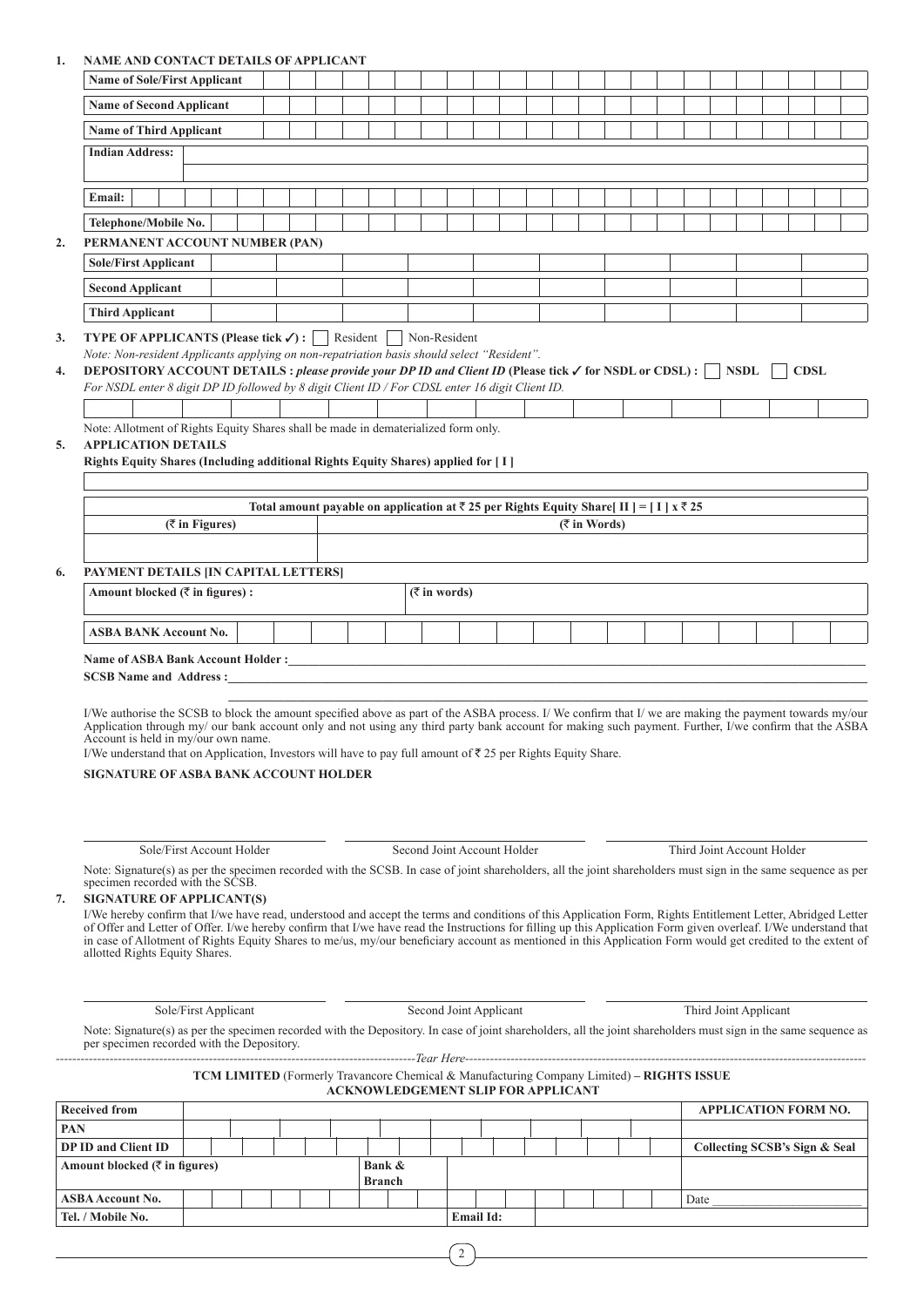1. **NAME AND CONTACT DETAILS OF APPLICANT**

| **Name of Sole/First Applicant** | |
|---|---|
| **Name of Second Applicant** | |
| **Name of Third Applicant** | |
| **Indian Address:** | |
| **Email:** | |
| **Telephone/Mobile No.** | |

2. **PERMANENT ACCOUNT NUMBER (PAN)**

| **Sole/First Applicant** | |
|---|---|
| **Second Applicant** | |
| **Third Applicant** | |

3. **TYPE OF APPLICANTS (Please tick ✓) :** ☐ Resident ☐ Non-Resident

*Note: Non-resident Applicants applying on non-repatriation basis should select "Resident".*

4. **DEPOSITORY ACCOUNT DETAILS :** ***please provide your DP ID and Client ID*** **(Please tick ✓ for NSDL or CDSL) :** ☐ **NSDL** ☐ **CDSL**

*For NSDL enter 8 digit DP ID followed by 8 digit Client ID / For CDSL enter 16 digit Client ID.*

Note: Allotment of Rights Equity Shares shall be made in dematerialized form only.

5. **APPLICATION DETAILS**

**Rights Equity Shares (Including additional Rights Equity Shares) applied for [ I ]**

| **Total amount payable on application at ₹ 25 per Rights Equity Share[ II ] = [ I ] x ₹ 25** | |
|---|---|
| **(₹ in Figures)** | **(₹ in Words)** |
| | |

6. **PAYMENT DETAILS [IN CAPITAL LETTERS]**

| **Amount blocked (₹ in figures) :** | | **(₹ in words)** |
|---|---|---|

| **ASBA BANK Account No.** | |
|---|---|

**Name of ASBA Bank Account Holder :**\_\_\_\_\_\_\_\_\_\_\_\_\_\_\_\_\_\_\_\_\_\_\_\_\_\_\_\_

**SCSB Name and Address :**\_\_\_\_\_\_\_\_\_\_\_\_\_\_\_\_\_\_\_\_\_\_\_\_\_\_\_\_

I/We authorise the SCSB to block the amount specified above as part of the ASBA process. I/ We confirm that I/ we are making the payment towards my/our Application through my/ our bank account only and not using any third party bank account for making such payment. Further, I/we confirm that the ASBA Account is held in my/our own name.

I/We understand that on Application, Investors will have to pay full amount of ₹ 25 per Rights Equity Share.

**SIGNATURE OF ASBA BANK ACCOUNT HOLDER**

| Sole/First Account Holder | Second Joint Account Holder | Third Joint Account Holder |
|---|---|---|

Note: Signature(s) as per the specimen recorded with the SCSB. In case of joint shareholders, all the joint shareholders must sign in the same sequence as per specimen recorded with the SCSB.

7. **SIGNATURE OF APPLICANT(S)**

I/We hereby confirm that I/we have read, understood and accept the terms and conditions of this Application Form, Rights Entitlement Letter, Abridged Letter of Offer and Letter of Offer. I/we hereby confirm that I/we have read the Instructions for filling up this Application Form given overleaf. I/We understand that in case of Allotment of Rights Equity Shares to me/us, my/our beneficiary account as mentioned in this Application Form would get credited to the extent of allotted Rights Equity Shares.

| Sole/First Applicant | Second Joint Applicant | Third Joint Applicant |
|---|---|---|

Note: Signature(s) as per the specimen recorded with the Depository. In case of joint shareholders, all the joint shareholders must sign in the same sequence as per specimen recorded with the Depository.

---------------------------------------------------*Tear Here*---------------------------------------------------

**TCM LIMITED** (Formerly Travancore Chemical & Manufacturing Company Limited) **– RIGHTS ISSUE**

**ACKNOWLEDGEMENT SLIP FOR APPLICANT**

| **Received from** | | | | **APPLICATION FORM NO.** |
|---|---|---|---|---|
| **PAN** | | | | |
| **DP ID and Client ID** | | | | **Collecting SCSB's Sign & Seal** |
| **Amount blocked (₹ in figures)** | | **Bank & Branch** | | |
| **ASBA Account No.** | | | | Date \_\_\_\_\_\_\_\_\_\_ |
| **Tel. / Mobile No.** | | **Email Id:** | | |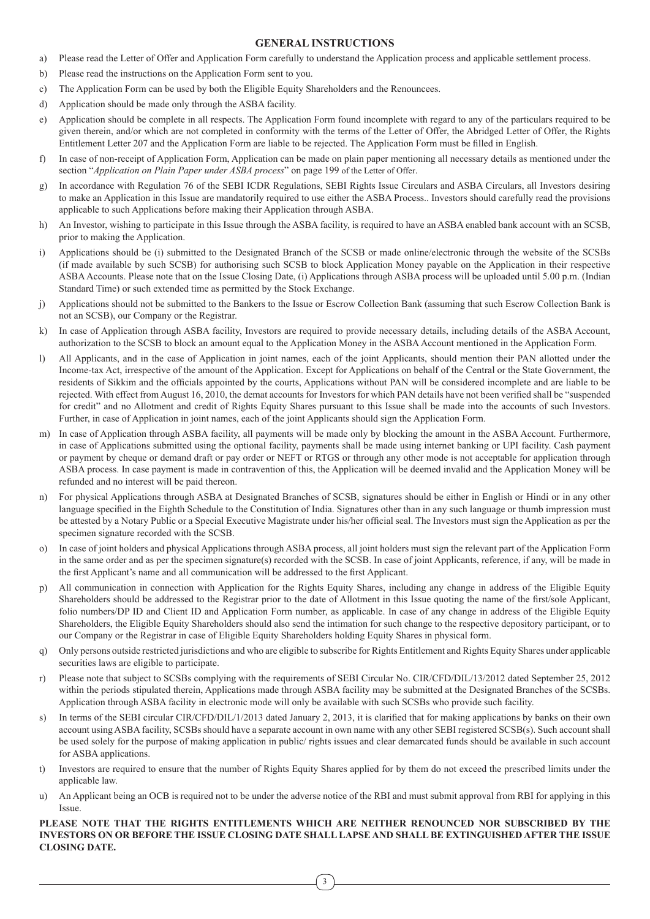## GENERAL INSTRUCTIONS

a) Please read the Letter of Offer and Application Form carefully to understand the Application process and applicable settlement process.

b) Please read the instructions on the Application Form sent to you.

c) The Application Form can be used by both the Eligible Equity Shareholders and the Renouncees.

d) Application should be made only through the ASBA facility.

e) Application should be complete in all respects. The Application Form found incomplete with regard to any of the particulars required to be given therein, and/or which are not completed in conformity with the terms of the Letter of Offer, the Abridged Letter of Offer, the Rights Entitlement Letter 207 and the Application Form are liable to be rejected. The Application Form must be filled in English.

f) In case of non-receipt of Application Form, Application can be made on plain paper mentioning all necessary details as mentioned under the section "*Application on Plain Paper under ASBA process*" on page 199 of the Letter of Offer.

g) In accordance with Regulation 76 of the SEBI ICDR Regulations, SEBI Rights Issue Circulars and ASBA Circulars, all Investors desiring to make an Application in this Issue are mandatorily required to use either the ASBA Process.. Investors should carefully read the provisions applicable to such Applications before making their Application through ASBA.

h) An Investor, wishing to participate in this Issue through the ASBA facility, is required to have an ASBA enabled bank account with an SCSB, prior to making the Application.

i) Applications should be (i) submitted to the Designated Branch of the SCSB or made online/electronic through the website of the SCSBs (if made available by such SCSB) for authorising such SCSB to block Application Money payable on the Application in their respective ASBA Accounts. Please note that on the Issue Closing Date, (i) Applications through ASBA process will be uploaded until 5.00 p.m. (Indian Standard Time) or such extended time as permitted by the Stock Exchange.

j) Applications should not be submitted to the Bankers to the Issue or Escrow Collection Bank (assuming that such Escrow Collection Bank is not an SCSB), our Company or the Registrar.

k) In case of Application through ASBA facility, Investors are required to provide necessary details, including details of the ASBA Account, authorization to the SCSB to block an amount equal to the Application Money in the ASBA Account mentioned in the Application Form.

l) All Applicants, and in the case of Application in joint names, each of the joint Applicants, should mention their PAN allotted under the Income-tax Act, irrespective of the amount of the Application. Except for Applications on behalf of the Central or the State Government, the residents of Sikkim and the officials appointed by the courts, Applications without PAN will be considered incomplete and are liable to be rejected. With effect from August 16, 2010, the demat accounts for Investors for which PAN details have not been verified shall be "suspended for credit" and no Allotment and credit of Rights Equity Shares pursuant to this Issue shall be made into the accounts of such Investors. Further, in case of Application in joint names, each of the joint Applicants should sign the Application Form.

m) In case of Application through ASBA facility, all payments will be made only by blocking the amount in the ASBA Account. Furthermore, in case of Applications submitted using the optional facility, payments shall be made using internet banking or UPI facility. Cash payment or payment by cheque or demand draft or pay order or NEFT or RTGS or through any other mode is not acceptable for application through ASBA process. In case payment is made in contravention of this, the Application will be deemed invalid and the Application Money will be refunded and no interest will be paid thereon.

n) For physical Applications through ASBA at Designated Branches of SCSB, signatures should be either in English or Hindi or in any other language specified in the Eighth Schedule to the Constitution of India. Signatures other than in any such language or thumb impression must be attested by a Notary Public or a Special Executive Magistrate under his/her official seal. The Investors must sign the Application as per the specimen signature recorded with the SCSB.

o) In case of joint holders and physical Applications through ASBA process, all joint holders must sign the relevant part of the Application Form in the same order and as per the specimen signature(s) recorded with the SCSB. In case of joint Applicants, reference, if any, will be made in the first Applicant's name and all communication will be addressed to the first Applicant.

p) All communication in connection with Application for the Rights Equity Shares, including any change in address of the Eligible Equity Shareholders should be addressed to the Registrar prior to the date of Allotment in this Issue quoting the name of the first/sole Applicant, folio numbers/DP ID and Client ID and Application Form number, as applicable. In case of any change in address of the Eligible Equity Shareholders, the Eligible Equity Shareholders should also send the intimation for such change to the respective depository participant, or to our Company or the Registrar in case of Eligible Equity Shareholders holding Equity Shares in physical form.

q) Only persons outside restricted jurisdictions and who are eligible to subscribe for Rights Entitlement and Rights Equity Shares under applicable securities laws are eligible to participate.

r) Please note that subject to SCSBs complying with the requirements of SEBI Circular No. CIR/CFD/DIL/13/2012 dated September 25, 2012 within the periods stipulated therein, Applications made through ASBA facility may be submitted at the Designated Branches of the SCSBs. Application through ASBA facility in electronic mode will only be available with such SCSBs who provide such facility.

s) In terms of the SEBI circular CIR/CFD/DIL/1/2013 dated January 2, 2013, it is clarified that for making applications by banks on their own account using ASBA facility, SCSBs should have a separate account in own name with any other SEBI registered SCSB(s). Such account shall be used solely for the purpose of making application in public/ rights issues and clear demarcated funds should be available in such account for ASBA applications.

t) Investors are required to ensure that the number of Rights Equity Shares applied for by them do not exceed the prescribed limits under the applicable law.

u) An Applicant being an OCB is required not to be under the adverse notice of the RBI and must submit approval from RBI for applying in this Issue.

**PLEASE NOTE THAT THE RIGHTS ENTITLEMENTS WHICH ARE NEITHER RENOUNCED NOR SUBSCRIBED BY THE INVESTORS ON OR BEFORE THE ISSUE CLOSING DATE SHALL LAPSE AND SHALL BE EXTINGUISHED AFTER THE ISSUE CLOSING DATE.**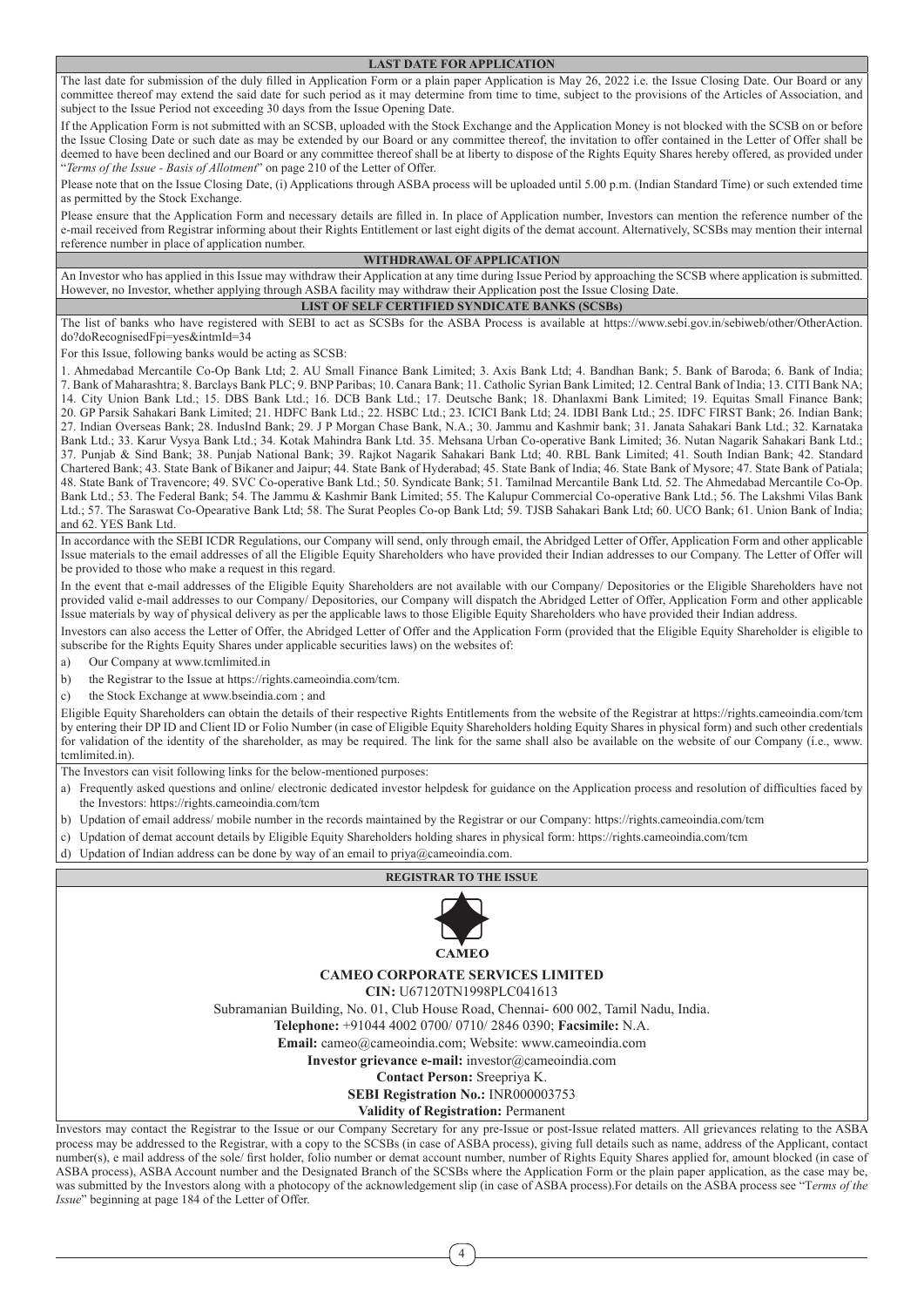## LAST DATE FOR APPLICATION

The last date for submission of the duly filled in Application Form or a plain paper Application is May 26, 2022 i.e. the Issue Closing Date. Our Board or any committee thereof may extend the said date for such period as it may determine from time to time, subject to the provisions of the Articles of Association, and subject to the Issue Period not exceeding 30 days from the Issue Opening Date.

If the Application Form is not submitted with an SCSB, uploaded with the Stock Exchange and the Application Money is not blocked with the SCSB on or before the Issue Closing Date or such date as may be extended by our Board or any committee thereof, the invitation to offer contained in the Letter of Offer shall be deemed to have been declined and our Board or any committee thereof shall be at liberty to dispose of the Rights Equity Shares hereby offered, as provided under "*Terms of the Issue - Basis of Allotment*" on page 210 of the Letter of Offer.

Please note that on the Issue Closing Date, (i) Applications through ASBA process will be uploaded until 5.00 p.m. (Indian Standard Time) or such extended time as permitted by the Stock Exchange.

Please ensure that the Application Form and necessary details are filled in. In place of Application number, Investors can mention the reference number of the e-mail received from Registrar informing about their Rights Entitlement or last eight digits of the demat account. Alternatively, SCSBs may mention their internal reference number in place of application number.

## WITHDRAWAL OF APPLICATION

An Investor who has applied in this Issue may withdraw their Application at any time during Issue Period by approaching the SCSB where application is submitted. However, no Investor, whether applying through ASBA facility may withdraw their Application post the Issue Closing Date.

## LIST OF SELF CERTIFIED SYNDICATE BANKS (SCSBs)

The list of banks who have registered with SEBI to act as SCSBs for the ASBA Process is available at https://www.sebi.gov.in/sebiweb/other/OtherAction.do?doRecognisedFpi=yes&intmId=34

For this Issue, following banks would be acting as SCSB:

1. Ahmedabad Mercantile Co-Op Bank Ltd; 2. AU Small Finance Bank Limited; 3. Axis Bank Ltd; 4. Bandhan Bank; 5. Bank of Baroda; 6. Bank of India; 7. Bank of Maharashtra; 8. Barclays Bank PLC; 9. BNP Paribas; 10. Canara Bank; 11. Catholic Syrian Bank Limited; 12. Central Bank of India; 13. CITI Bank NA; 14. City Union Bank Ltd.; 15. DBS Bank Ltd.; 16. DCB Bank Ltd.; 17. Deutsche Bank; 18. Dhanlaxmi Bank Limited; 19. Equitas Small Finance Bank; 20. GP Parsik Sahakari Bank Limited; 21. HDFC Bank Ltd.; 22. HSBC Ltd.; 23. ICICI Bank Ltd; 24. IDBI Bank Ltd.; 25. IDFC FIRST Bank; 26. Indian Bank; 27. Indian Overseas Bank; 28. IndusInd Bank; 29. J P Morgan Chase Bank, N.A.; 30. Jammu and Kashmir bank; 31. Janata Sahakari Bank Ltd.; 32. Karnataka Bank Ltd.; 33. Karur Vysya Bank Ltd.; 34. Kotak Mahindra Bank Ltd. 35. Mehsana Urban Co-operative Bank Limited; 36. Nutan Nagarik Sahakari Bank Ltd.; 37. Punjab & Sind Bank; 38. Punjab National Bank; 39. Rajkot Nagarik Sahakari Bank Ltd; 40. RBL Bank Limited; 41. South Indian Bank; 42. Standard Chartered Bank; 43. State Bank of Bikaner and Jaipur; 44. State Bank of Hyderabad; 45. State Bank of India; 46. State Bank of Mysore; 47. State Bank of Patiala; 48. State Bank of Travencore; 49. SVC Co-operative Bank Ltd.; 50. Syndicate Bank; 51. Tamilnad Mercantile Bank Ltd. 52. The Ahmedabad Mercantile Co-Op. Bank Ltd.; 53. The Federal Bank; 54. The Jammu & Kashmir Bank Limited; 55. The Kalupur Commercial Co-operative Bank Ltd.; 56. The Lakshmi Vilas Bank Ltd.; 57. The Saraswat Co-Opearative Bank Ltd; 58. The Surat Peoples Co-op Bank Ltd; 59. TJSB Sahakari Bank Ltd; 60. UCO Bank; 61. Union Bank of India; and 62. YES Bank Ltd.

In accordance with the SEBI ICDR Regulations, our Company will send, only through email, the Abridged Letter of Offer, Application Form and other applicable Issue materials to the email addresses of all the Eligible Equity Shareholders who have provided their Indian addresses to our Company. The Letter of Offer will be provided to those who make a request in this regard.

In the event that e-mail addresses of the Eligible Equity Shareholders are not available with our Company/ Depositories or the Eligible Shareholders have not provided valid e-mail addresses to our Company/ Depositories, our Company will dispatch the Abridged Letter of Offer, Application Form and other applicable Issue materials by way of physical delivery as per the applicable laws to those Eligible Equity Shareholders who have provided their Indian address.

Investors can also access the Letter of Offer, the Abridged Letter of Offer and the Application Form (provided that the Eligible Equity Shareholder is eligible to subscribe for the Rights Equity Shares under applicable securities laws) on the websites of:

a) Our Company at www.tcmlimited.in
b) the Registrar to the Issue at https://rights.cameoindia.com/tcm.
c) the Stock Exchange at www.bseindia.com ; and

Eligible Equity Shareholders can obtain the details of their respective Rights Entitlements from the website of the Registrar at https://rights.cameoindia.com/tcm by entering their DP ID and Client ID or Folio Number (in case of Eligible Equity Shareholders holding Equity Shares in physical form) and such other credentials for validation of the identity of the shareholder, as may be required. The link for the same shall also be available on the website of our Company (i.e., www.tcmlimited.in).

The Investors can visit following links for the below-mentioned purposes:

a) Frequently asked questions and online/ electronic dedicated investor helpdesk for guidance on the Application process and resolution of difficulties faced by the Investors: https://rights.cameoindia.com/tcm
b) Updation of email address/ mobile number in the records maintained by the Registrar or our Company: https://rights.cameoindia.com/tcm
c) Updation of demat account details by Eligible Equity Shareholders holding shares in physical form: https://rights.cameoindia.com/tcm
d) Updation of Indian address can be done by way of an email to priya@cameoindia.com.

## REGISTRAR TO THE ISSUE

CAMEO

**CAMEO CORPORATE SERVICES LIMITED**

**CIN:** U67120TN1998PLC041613

Subramanian Building, No. 01, Club House Road, Chennai- 600 002, Tamil Nadu, India.

**Telephone:** +91044 4002 0700/ 0710/ 2846 0390; **Facsimile:** N.A.

**Email:** cameo@cameoindia.com; Website: www.cameoindia.com

**Investor grievance e-mail:** investor@cameoindia.com

**Contact Person:** Sreepriya K.

**SEBI Registration No.:** INR000003753

**Validity of Registration:** Permanent

Investors may contact the Registrar to the Issue or our Company Secretary for any pre-Issue or post-Issue related matters. All grievances relating to the ASBA process may be addressed to the Registrar, with a copy to the SCSBs (in case of ASBA process), giving full details such as name, address of the Applicant, contact number(s), e mail address of the sole/ first holder, folio number or demat account number, number of Rights Equity Shares applied for, amount blocked (in case of ASBA process), ASBA Account number and the Designated Branch of the SCSBs where the Application Form or the plain paper application, as the case may be, was submitted by the Investors along with a photocopy of the acknowledgement slip (in case of ASBA process).For details on the ASBA process see "*Terms of the Issue*" beginning at page 184 of the Letter of Offer.